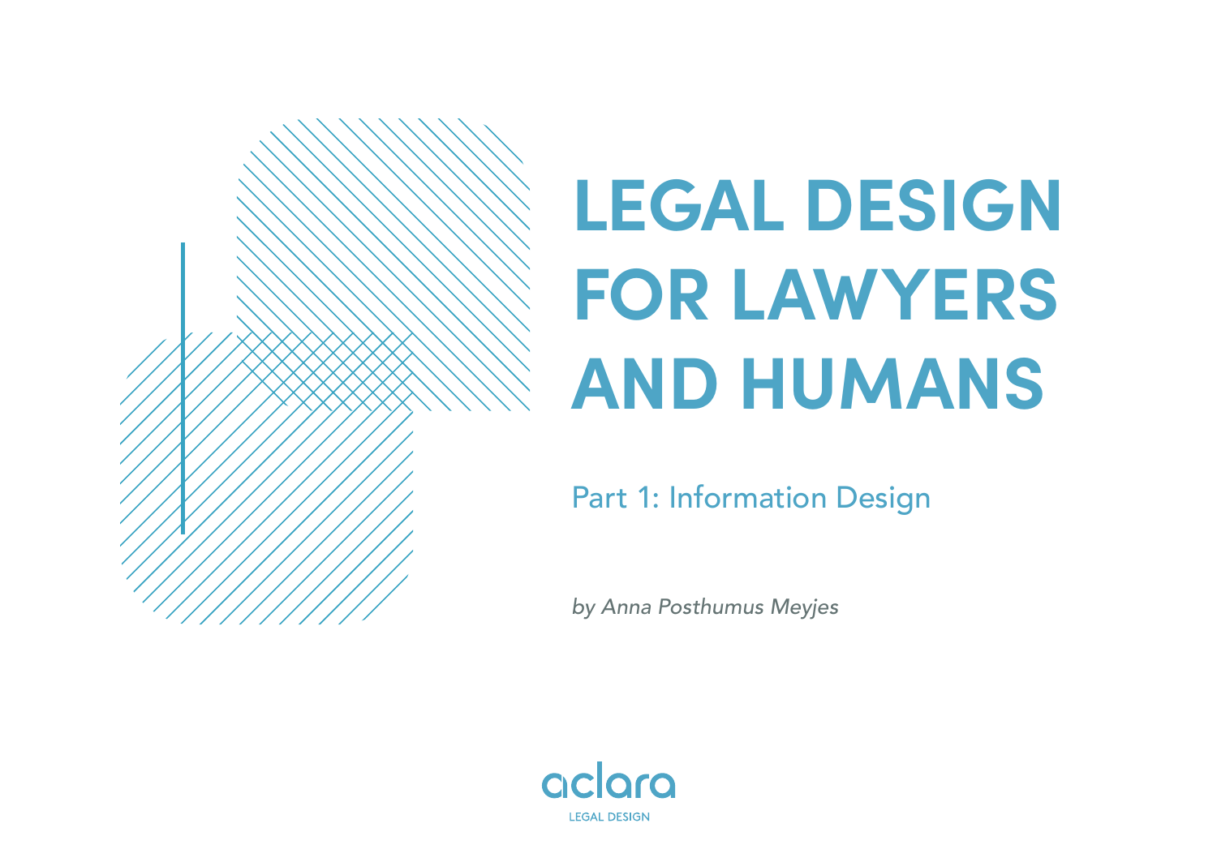# LEGAL DESIGN FOR LAWYERS AND HUMANS

## Part 1: Information Design

*by Anna Posthumus Meyjes*

aclara

LEGAL DESIGN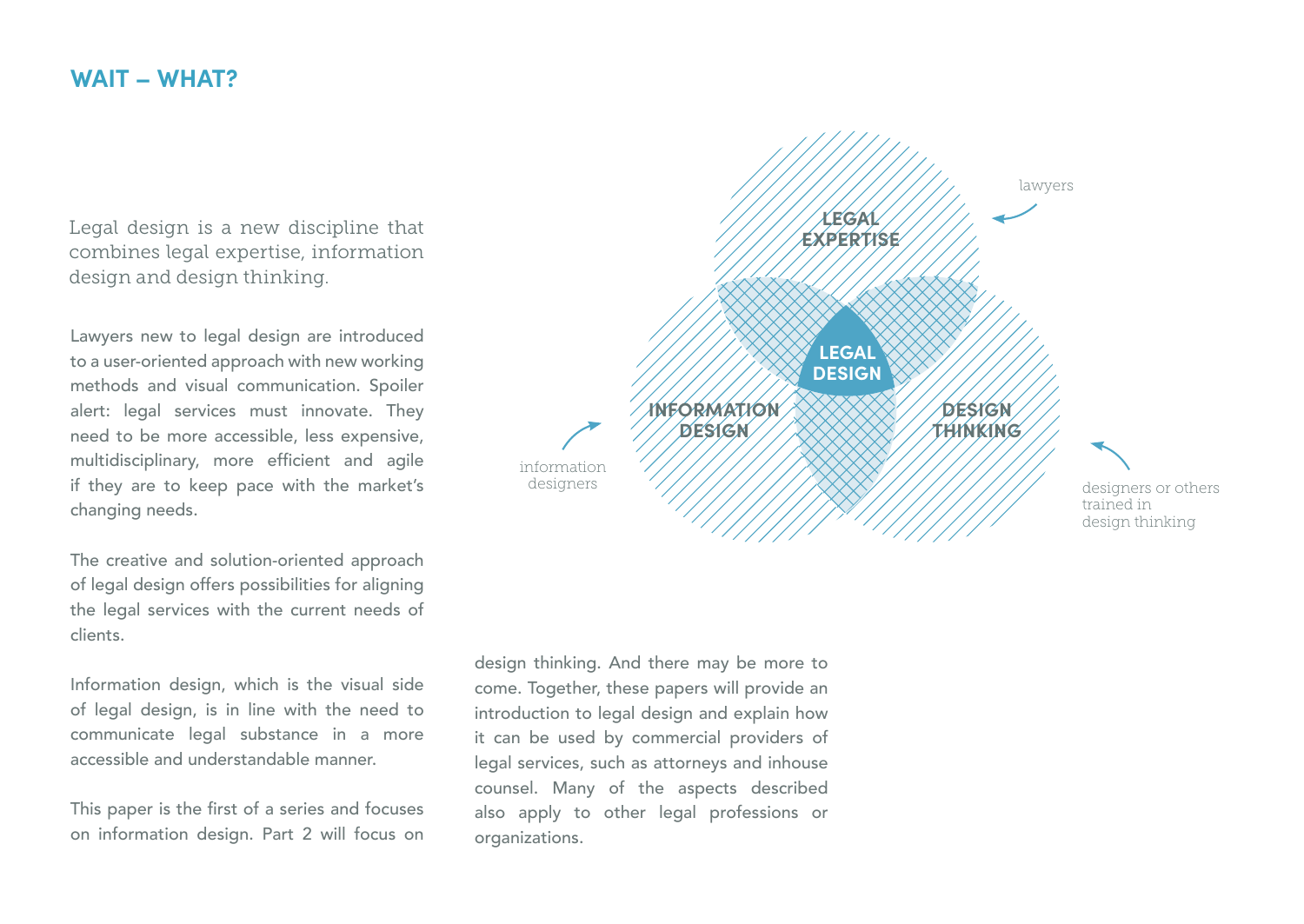## WAIT – WHAT?

Legal design is a new discipline that combines legal expertise, information design and design thinking.

Lawyers new to legal design are introduced to a user-oriented approach with new working methods and visual communication. Spoiler alert: legal services must innovate. They need to be more accessible, less expensive, multidisciplinary, more efficient and agile if they are to keep pace with the market's changing needs.

The creative and solution-oriented approach of legal design offers possibilities for aligning the legal services with the current needs of clients.

Information design, which is the visual side of legal design, is in line with the need to communicate legal substance in a more accessible and understandable manner.

This paper is the first of a series and focuses on information design. Part 2 will focus on design thinking. And there may be more to come. Together, these papers will provide an introduction to legal design and explain how it can be used by commercial providers of legal services, such as attorneys and inhouse counsel. Many of the aspects described also apply to other legal professions or organizations.

LEGAL EXPERTISE — lawyers

INFORMATION DESIGN — information designers

DESIGN THINKING — designers or others trained in design thinking

LEGAL DESIGN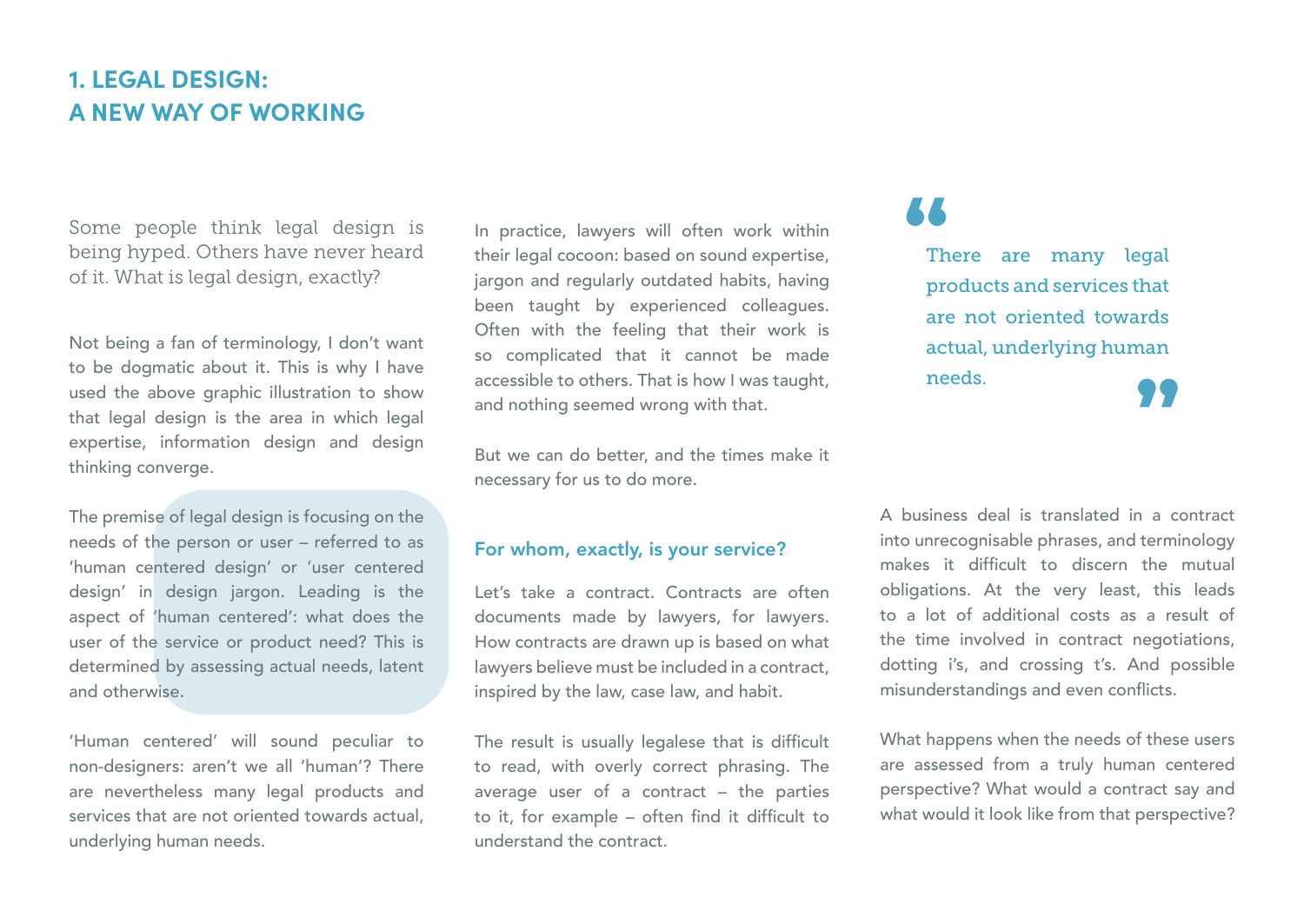# 1. LEGAL DESIGN: A NEW WAY OF WORKING

Some people think legal design is being hyped. Others have never heard of it. What is legal design, exactly?

Not being a fan of terminology, I don't want to be dogmatic about it. This is why I have used the above graphic illustration to show that legal design is the area in which legal expertise, information design and design thinking converge.

The premise of legal design is focusing on the needs of the person or user – referred to as 'human centered design' or 'user centered design' in design jargon. Leading is the aspect of 'human centered': what does the user of the service or product need? This is determined by assessing actual needs, latent and otherwise.

'Human centered' will sound peculiar to non-designers: aren't we all 'human'? There are nevertheless many legal products and services that are not oriented towards actual, underlying human needs.

In practice, lawyers will often work within their legal cocoon: based on sound expertise, jargon and regularly outdated habits, having been taught by experienced colleagues. Often with the feeling that their work is so complicated that it cannot be made accessible to others. That is how I was taught, and nothing seemed wrong with that.

But we can do better, and the times make it necessary for us to do more.

## For whom, exactly, is your service?

Let's take a contract. Contracts are often documents made by lawyers, for lawyers. How contracts are drawn up is based on what lawyers believe must be included in a contract, inspired by the law, case law, and habit.

The result is usually legalese that is difficult to read, with overly correct phrasing. The average user of a contract – the parties to it, for example – often find it difficult to understand the contract.

> "There are many legal products and services that are not oriented towards actual, underlying human needs."

A business deal is translated in a contract into unrecognisable phrases, and terminology makes it difficult to discern the mutual obligations. At the very least, this leads to a lot of additional costs as a result of the time involved in contract negotiations, dotting i's, and crossing t's. And possible misunderstandings and even conflicts.

What happens when the needs of these users are assessed from a truly human centered perspective? What would a contract say and what would it look like from that perspective?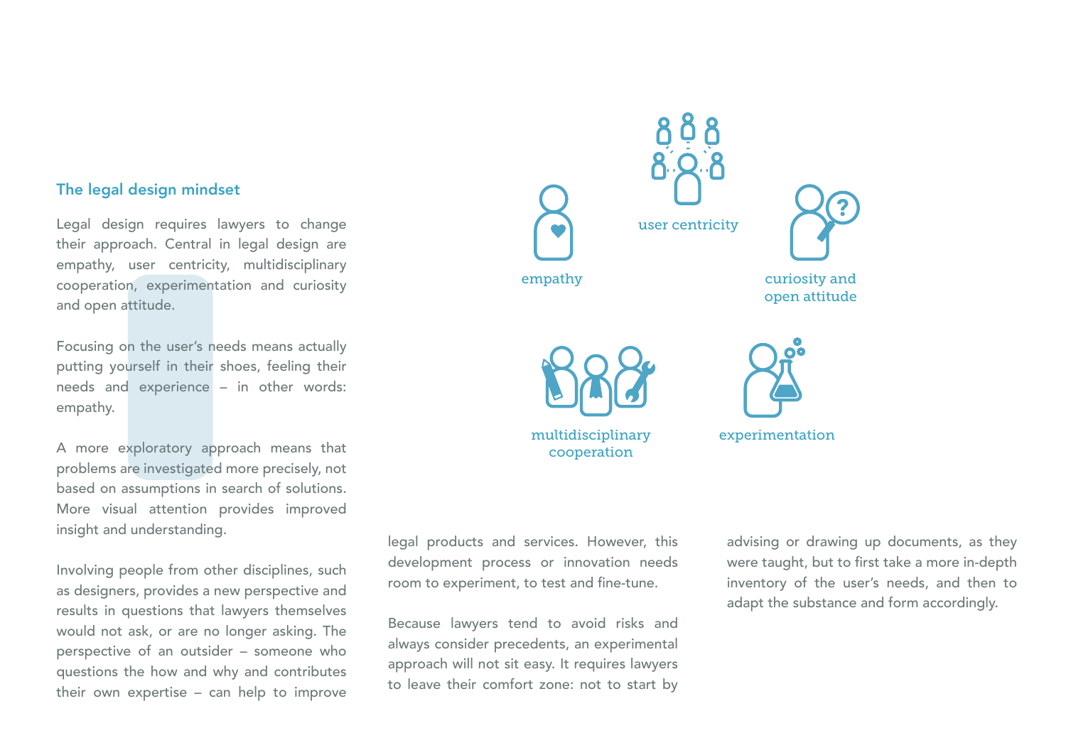## The legal design mindset

Legal design requires lawyers to change their approach. Central in legal design are empathy, user centricity, multidisciplinary cooperation, experimentation and curiosity and open attitude.

Focusing on the user's needs means actually putting yourself in their shoes, feeling their needs and experience – in other words: empathy.

A more exploratory approach means that problems are investigated more precisely, not based on assumptions in search of solutions. More visual attention provides improved insight and understanding.

Involving people from other disciplines, such as designers, provides a new perspective and results in questions that lawyers themselves would not ask, or are no longer asking. The perspective of an outsider – someone who questions the how and why and contributes their own expertise – can help to improve legal products and services. However, this development process or innovation needs room to experiment, to test and fine-tune.

Because lawyers tend to avoid risks and always consider precedents, an experimental approach will not sit easy. It requires lawyers to leave their comfort zone: not to start by advising or drawing up documents, as they were taught, but to first take a more in-depth inventory of the user's needs, and then to adapt the substance and form accordingly.

empathy

user centricity

curiosity and open attitude

multidisciplinary cooperation

experimentation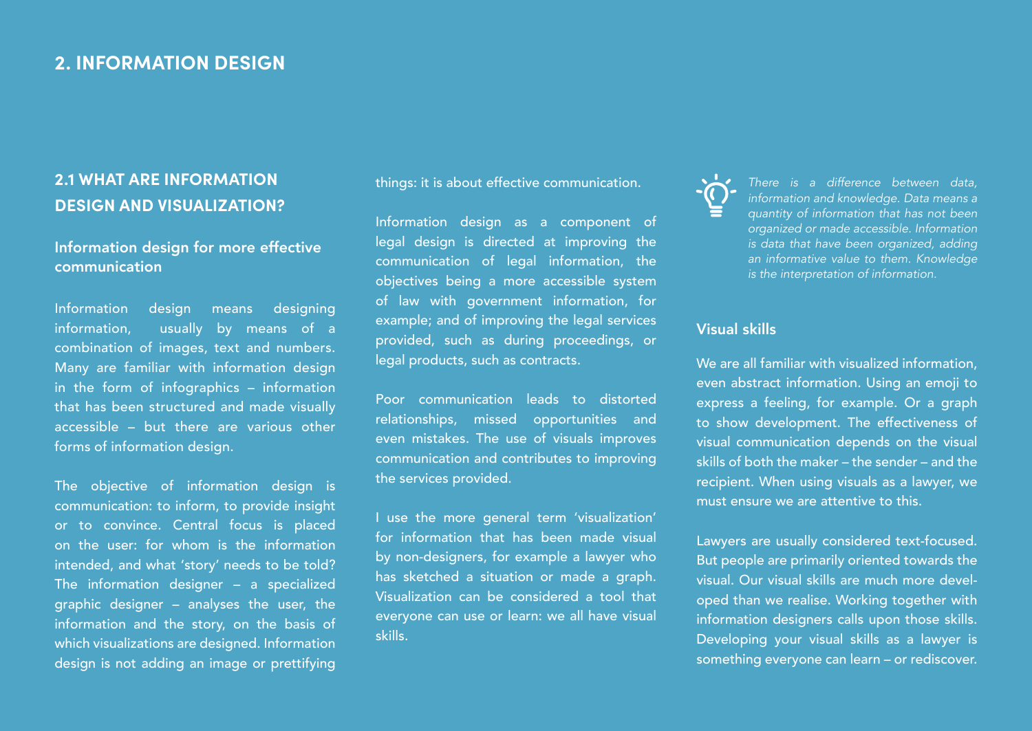# 2. INFORMATION DESIGN

## 2.1 WHAT ARE INFORMATION DESIGN AND VISUALIZATION?

### Information design for more effective communication

Information design means designing information, usually by means of a combination of images, text and numbers. Many are familiar with information design in the form of infographics – information that has been structured and made visually accessible – but there are various other forms of information design.

The objective of information design is communication: to inform, to provide insight or to convince. Central focus is placed on the user: for whom is the information intended, and what 'story' needs to be told? The information designer – a specialized graphic designer – analyses the user, the information and the story, on the basis of which visualizations are designed. Information design is not adding an image or prettifying things: it is about effective communication.

Information design as a component of legal design is directed at improving the communication of legal information, the objectives being a more accessible system of law with government information, for example; and of improving the legal services provided, such as during proceedings, or legal products, such as contracts.

Poor communication leads to distorted relationships, missed opportunities and even mistakes. The use of visuals improves communication and contributes to improving the services provided.

I use the more general term 'visualization' for information that has been made visual by non-designers, for example a lawyer who has sketched a situation or made a graph. Visualization can be considered a tool that everyone can use or learn: we all have visual skills.

*There is a difference between data, information and knowledge. Data means a quantity of information that has not been organized or made accessible. Information is data that have been organized, adding an informative value to them. Knowledge is the interpretation of information.*

### Visual skills

We are all familiar with visualized information, even abstract information. Using an emoji to express a feeling, for example. Or a graph to show development. The effectiveness of visual communication depends on the visual skills of both the maker – the sender – and the recipient. When using visuals as a lawyer, we must ensure we are attentive to this.

Lawyers are usually considered text-focused. But people are primarily oriented towards the visual. Our visual skills are much more developed than we realise. Working together with information designers calls upon those skills. Developing your visual skills as a lawyer is something everyone can learn – or rediscover.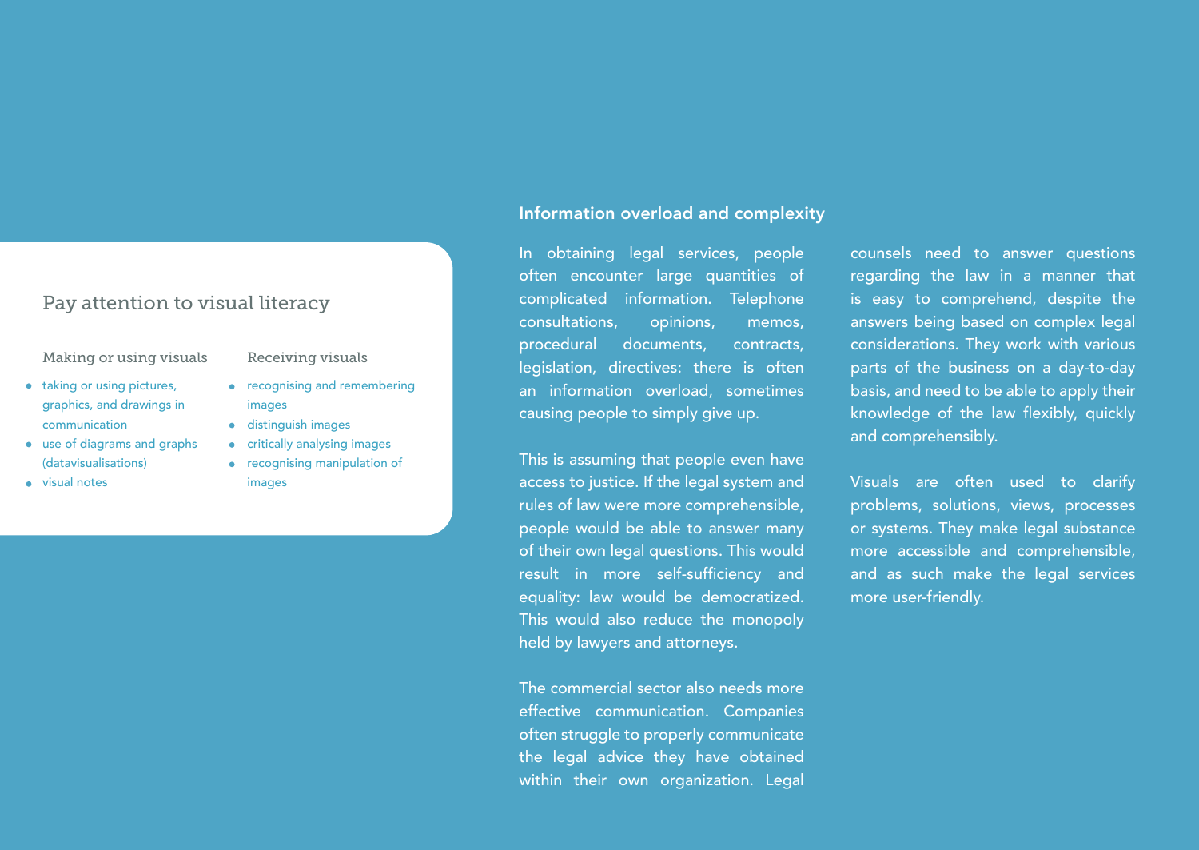## Pay attention to visual literacy

### Making or using visuals

- taking or using pictures, graphics, and drawings in communication
- use of diagrams and graphs (datavisualisations)
- visual notes

### Receiving visuals

- recognising and remembering images
- distinguish images
- critically analysing images
- recognising manipulation of images

## Information overload and complexity

In obtaining legal services, people often encounter large quantities of complicated information. Telephone consultations, opinions, memos, procedural documents, contracts, legislation, directives: there is often an information overload, sometimes causing people to simply give up.

This is assuming that people even have access to justice. If the legal system and rules of law were more comprehensible, people would be able to answer many of their own legal questions. This would result in more self-sufficiency and equality: law would be democratized. This would also reduce the monopoly held by lawyers and attorneys.

The commercial sector also needs more effective communication. Companies often struggle to properly communicate the legal advice they have obtained within their own organization. Legal counsels need to answer questions regarding the law in a manner that is easy to comprehend, despite the answers being based on complex legal considerations. They work with various parts of the business on a day-to-day basis, and need to be able to apply their knowledge of the law flexibly, quickly and comprehensibly.

Visuals are often used to clarify problems, solutions, views, processes or systems. They make legal substance more accessible and comprehensible, and as such make the legal services more user-friendly.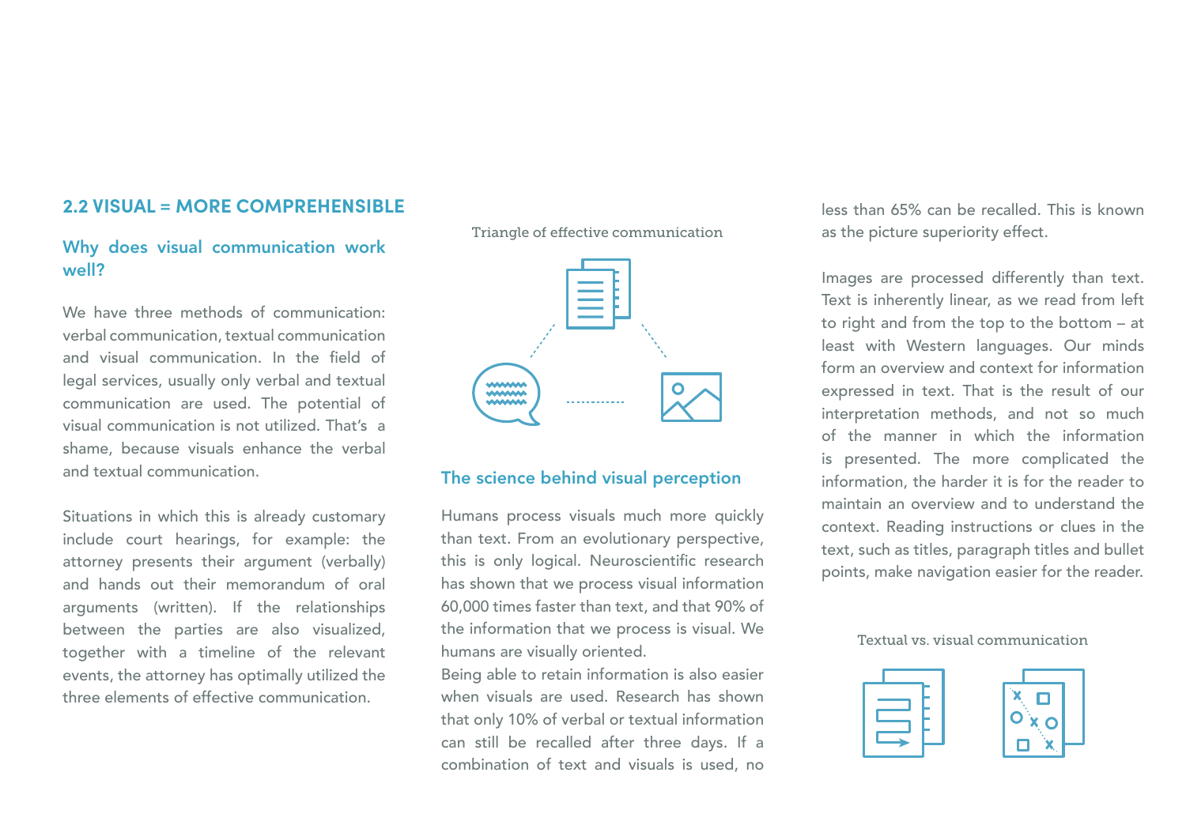## 2.2 VISUAL = MORE COMPREHENSIBLE

### Why does visual communication work well?

We have three methods of communication: verbal communication, textual communication and visual communication. In the field of legal services, usually only verbal and textual communication are used. The potential of visual communication is not utilized. That's a shame, because visuals enhance the verbal and textual communication.

Situations in which this is already customary include court hearings, for example: the attorney presents their argument (verbally) and hands out their memorandum of oral arguments (written). If the relationships between the parties are also visualized, together with a timeline of the relevant events, the attorney has optimally utilized the three elements of effective communication.

Triangle of effective communication

### The science behind visual perception

Humans process visuals much more quickly than text. From an evolutionary perspective, this is only logical. Neuroscientific research has shown that we process visual information 60,000 times faster than text, and that 90% of the information that we process is visual. We humans are visually oriented.
Being able to retain information is also easier when visuals are used. Research has shown that only 10% of verbal or textual information can still be recalled after three days. If a combination of text and visuals is used, no less than 65% can be recalled. This is known as the picture superiority effect.

Images are processed differently than text. Text is inherently linear, as we read from left to right and from the top to the bottom – at least with Western languages. Our minds form an overview and context for information expressed in text. That is the result of our interpretation methods, and not so much of the manner in which the information is presented. The more complicated the information, the harder it is for the reader to maintain an overview and to understand the context. Reading instructions or clues in the text, such as titles, paragraph titles and bullet points, make navigation easier for the reader.

Textual vs. visual communication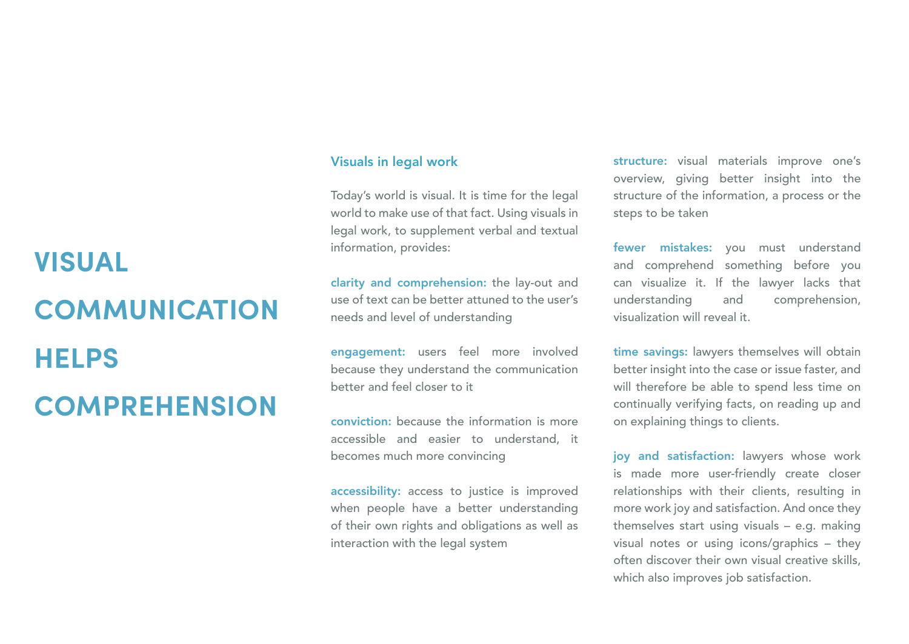# VISUAL COMMUNICATION HELPS COMPREHENSION

## Visuals in legal work

Today's world is visual. It is time for the legal world to make use of that fact. Using visuals in legal work, to supplement verbal and textual information, provides:

**clarity and comprehension:** the lay-out and use of text can be better attuned to the user's needs and level of understanding

**engagement:** users feel more involved because they understand the communication better and feel closer to it

**conviction:** because the information is more accessible and easier to understand, it becomes much more convincing

**accessibility:** access to justice is improved when people have a better understanding of their own rights and obligations as well as interaction with the legal system

**structure:** visual materials improve one's overview, giving better insight into the structure of the information, a process or the steps to be taken

**fewer mistakes:** you must understand and comprehend something before you can visualize it. If the lawyer lacks that understanding and comprehension, visualization will reveal it.

**time savings:** lawyers themselves will obtain better insight into the case or issue faster, and will therefore be able to spend less time on continually verifying facts, on reading up and on explaining things to clients.

**joy and satisfaction:** lawyers whose work is made more user-friendly create closer relationships with their clients, resulting in more work joy and satisfaction. And once they themselves start using visuals – e.g. making visual notes or using icons/graphics – they often discover their own visual creative skills, which also improves job satisfaction.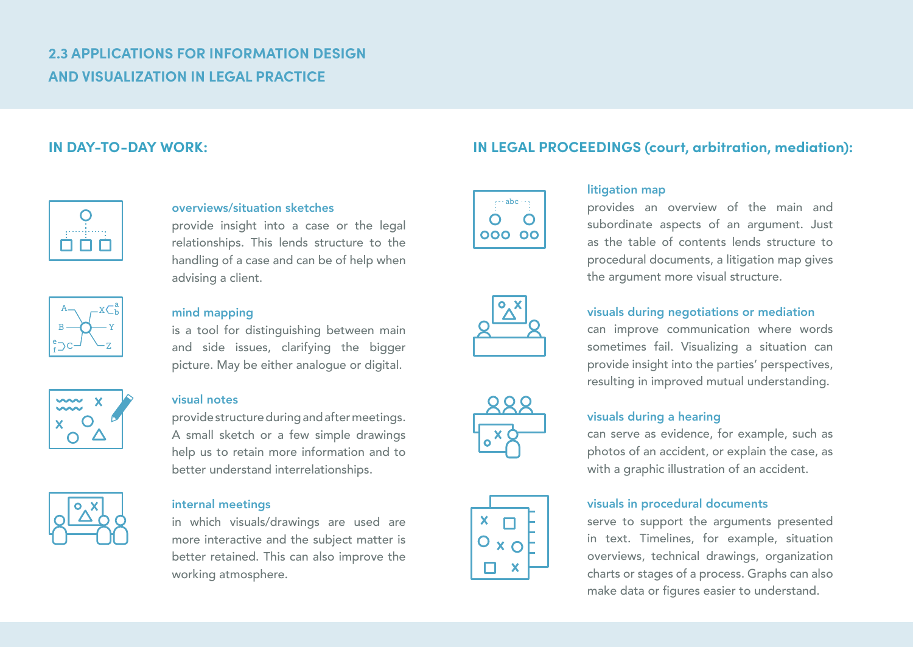## 2.3 APPLICATIONS FOR INFORMATION DESIGN AND VISUALIZATION IN LEGAL PRACTICE

### IN DAY-TO-DAY WORK:

**overviews/situation sketches**
provide insight into a case or the legal relationships. This lends structure to the handling of a case and can be of help when advising a client.

**mind mapping**
is a tool for distinguishing between main and side issues, clarifying the bigger picture. May be either analogue or digital.

**visual notes**
provide structure during and after meetings. A small sketch or a few simple drawings help us to retain more information and to better understand interrelationships.

**internal meetings**
in which visuals/drawings are used are more interactive and the subject matter is better retained. This can also improve the working atmosphere.

### IN LEGAL PROCEEDINGS (court, arbitration, mediation):

**litigation map**
provides an overview of the main and subordinate aspects of an argument. Just as the table of contents lends structure to procedural documents, a litigation map gives the argument more visual structure.

**visuals during negotiations or mediation**
can improve communication where words sometimes fail. Visualizing a situation can provide insight into the parties' perspectives, resulting in improved mutual understanding.

**visuals during a hearing**
can serve as evidence, for example, such as photos of an accident, or explain the case, as with a graphic illustration of an accident.

**visuals in procedural documents**
serve to support the arguments presented in text. Timelines, for example, situation overviews, technical drawings, organization charts or stages of a process. Graphs can also make data or figures easier to understand.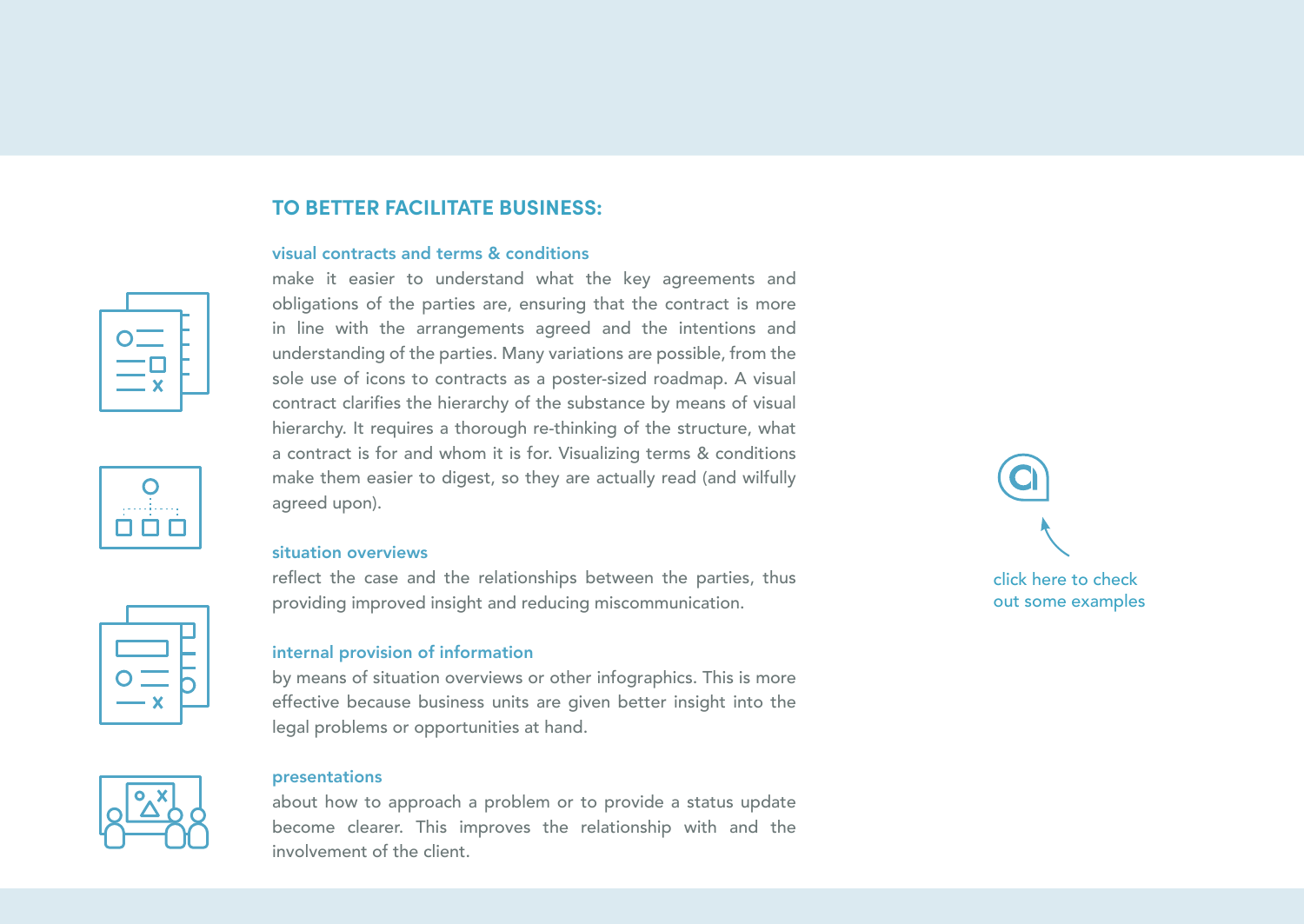## TO BETTER FACILITATE BUSINESS:

### visual contracts and terms & conditions

make it easier to understand what the key agreements and obligations of the parties are, ensuring that the contract is more in line with the arrangements agreed and the intentions and understanding of the parties. Many variations are possible, from the sole use of icons to contracts as a poster-sized roadmap. A visual contract clarifies the hierarchy of the substance by means of visual hierarchy. It requires a thorough re-thinking of the structure, what a contract is for and whom it is for. Visualizing terms & conditions make them easier to digest, so they are actually read (and wilfully agreed upon).

### situation overviews

reflect the case and the relationships between the parties, thus providing improved insight and reducing miscommunication.

### internal provision of information

by means of situation overviews or other infographics. This is more effective because business units are given better insight into the legal problems or opportunities at hand.

### presentations

about how to approach a problem or to provide a status update become clearer. This improves the relationship with and the involvement of the client.

click here to check out some examples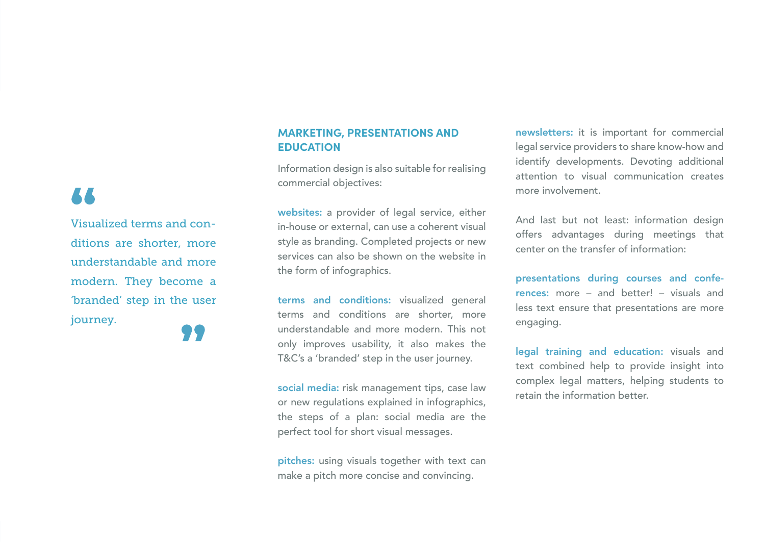> Visualized terms and conditions are shorter, more understandable and more modern. They become a 'branded' step in the user journey.

## MARKETING, PRESENTATIONS AND EDUCATION

Information design is also suitable for realising commercial objectives:

**websites:** a provider of legal service, either in-house or external, can use a coherent visual style as branding. Completed projects or new services can also be shown on the website in the form of infographics.

**terms and conditions:** visualized general terms and conditions are shorter, more understandable and more modern. This not only improves usability, it also makes the T&C's a 'branded' step in the user journey.

**social media:** risk management tips, case law or new regulations explained in infographics, the steps of a plan: social media are the perfect tool for short visual messages.

**pitches:** using visuals together with text can make a pitch more concise and convincing.

**newsletters:** it is important for commercial legal service providers to share know-how and identify developments. Devoting additional attention to visual communication creates more involvement.

And last but not least: information design offers advantages during meetings that center on the transfer of information:

**presentations during courses and conferences:** more – and better! – visuals and less text ensure that presentations are more engaging.

**legal training and education:** visuals and text combined help to provide insight into complex legal matters, helping students to retain the information better.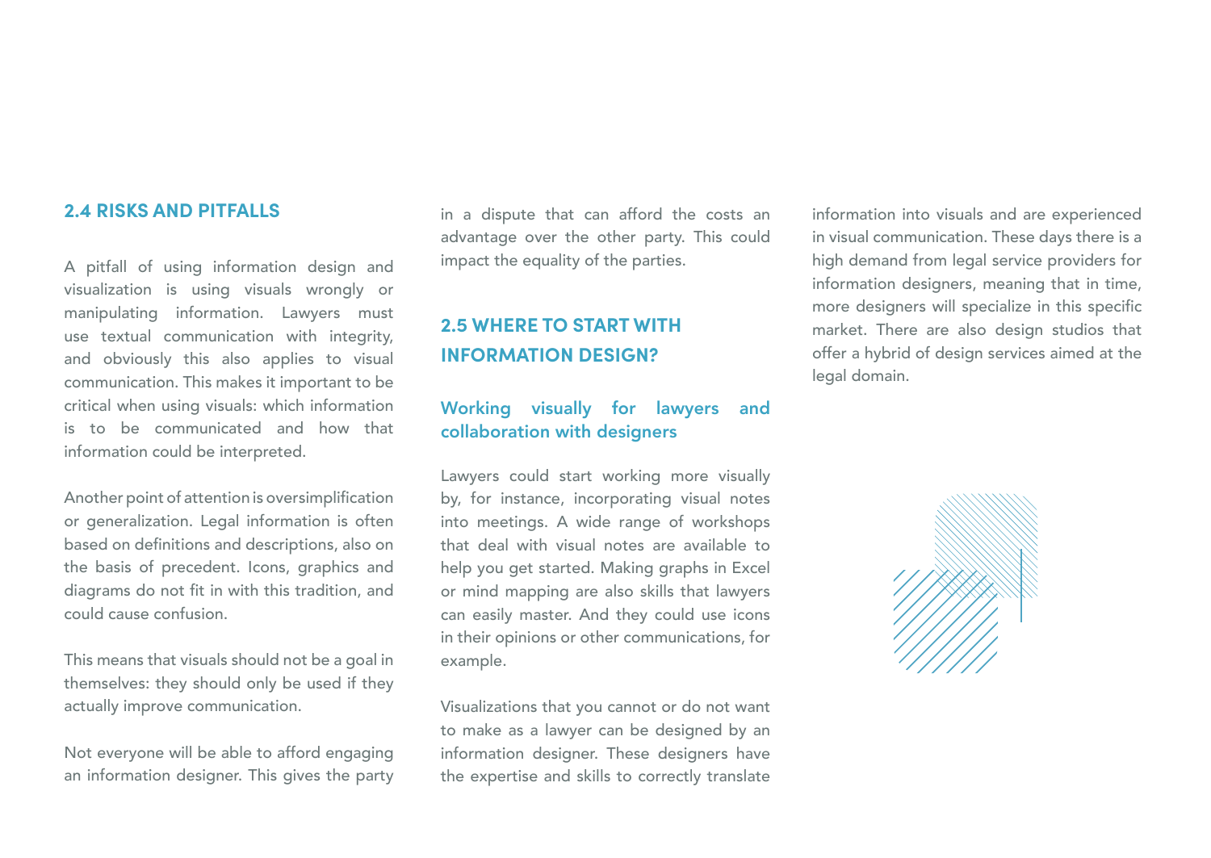## 2.4 RISKS AND PITFALLS

A pitfall of using information design and visualization is using visuals wrongly or manipulating information. Lawyers must use textual communication with integrity, and obviously this also applies to visual communication. This makes it important to be critical when using visuals: which information is to be communicated and how that information could be interpreted.

Another point of attention is oversimplification or generalization. Legal information is often based on definitions and descriptions, also on the basis of precedent. Icons, graphics and diagrams do not fit in with this tradition, and could cause confusion.

This means that visuals should not be a goal in themselves: they should only be used if they actually improve communication.

Not everyone will be able to afford engaging an information designer. This gives the party in a dispute that can afford the costs an advantage over the other party. This could impact the equality of the parties.

## 2.5 WHERE TO START WITH INFORMATION DESIGN?

### Working visually for lawyers and collaboration with designers

Lawyers could start working more visually by, for instance, incorporating visual notes into meetings. A wide range of workshops that deal with visual notes are available to help you get started. Making graphs in Excel or mind mapping are also skills that lawyers can easily master. And they could use icons in their opinions or other communications, for example.

Visualizations that you cannot or do not want to make as a lawyer can be designed by an information designer. These designers have the expertise and skills to correctly translate information into visuals and are experienced in visual communication. These days there is a high demand from legal service providers for information designers, meaning that in time, more designers will specialize in this specific market. There are also design studios that offer a hybrid of design services aimed at the legal domain.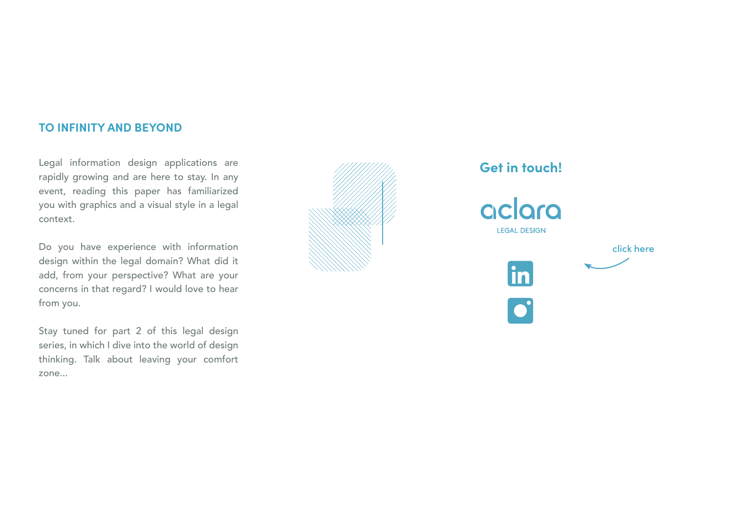## TO INFINITY AND BEYOND

Legal information design applications are rapidly growing and are here to stay. In any event, reading this paper has familiarized you with graphics and a visual style in a legal context.

Do you have experience with information design within the legal domain? What did it add, from your perspective? What are your concerns in that regard? I would love to hear from you.

Stay tuned for part 2 of this legal design series, in which I dive into the world of design thinking. Talk about leaving your comfort zone...

### Get in touch!

aclara

LEGAL DESIGN

click here